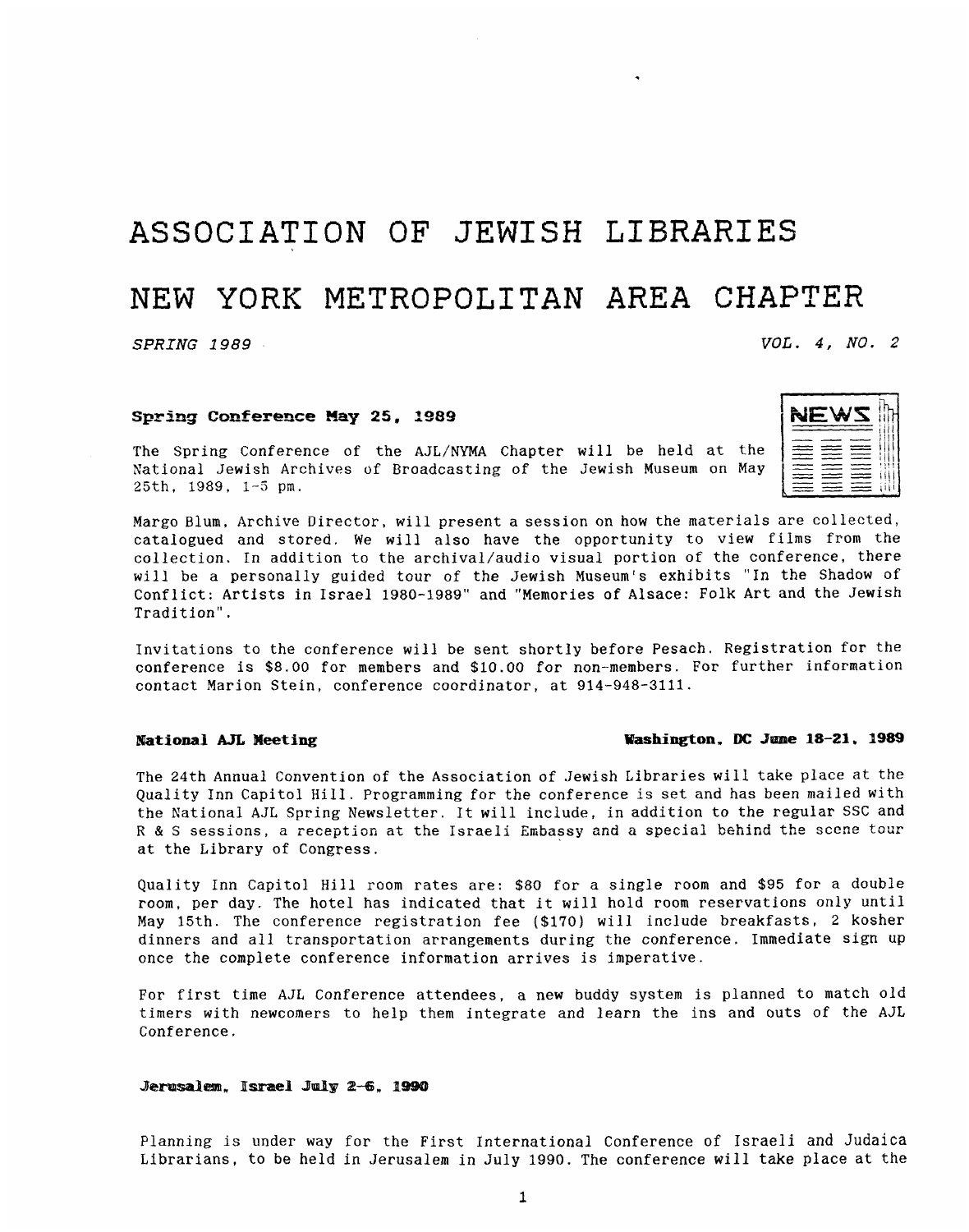# ASSOCIATION OF JEWISH LIBRARIES

# NEW YORK METROPOLITAN AREA CHAPTER

*SPRING 1989* *VOL. 4, NO. 2*

### Spring Conference May 25, 1989

The Spring Conference of the AJL/NYMA Chapter will be held at the National Jewish Archives of Broadcasting of the Jewish Museum on May 25th, 1989, 1-5 pm.

Margo Blum, Archive Director, will present a session on how the materials are collected, catalogued and stored. We will also have the opportunity to view films from the collection. In addition to the archival/audio visual portion of the conference, there will be a personally guided tour of the Jewish Museum's exhibits "In the Shadow of Conflict: Artists in Israel 1980-1989" and "Memories of Alsace: Folk Art and the Jewish Tradition".

Invitations to the conference will be sent shortly before Pesach. Registration for the conference is $8.00 for members and $10.00 for non-members. For further information contact Marion Stein, conference coordinator, at 914-948-3111.

### National AJL Meeting — Washington, DC June 18-21, 1989

The 24th Annual Convention of the Association of Jewish Libraries will take place at the Quality Inn Capitol Hill. Programming for the conference is set and has been mailed with the National AJL Spring Newsletter. It will include, in addition to the regular SSC and R & S sessions, a reception at the Israeli Embassy and a special behind the scene tour at the Library of Congress.

Quality Inn Capitol Hill room rates are: $80 for a single room and $95 for a double room, per day. The hotel has indicated that it will hold room reservations only until May 15th. The conference registration fee ($170) will include breakfasts, 2 kosher dinners and all transportation arrangements during the conference. Immediate sign up once the complete conference information arrives is imperative.

For first time AJL Conference attendees, a new buddy system is planned to match old timers with newcomers to help them integrate and learn the ins and outs of the AJL Conference.

### Jerusalem, Israel July 2-6, 1990

Planning is under way for the First International Conference of Israeli and Judaica Librarians, to be held in Jerusalem in July 1990. The conference will take place at the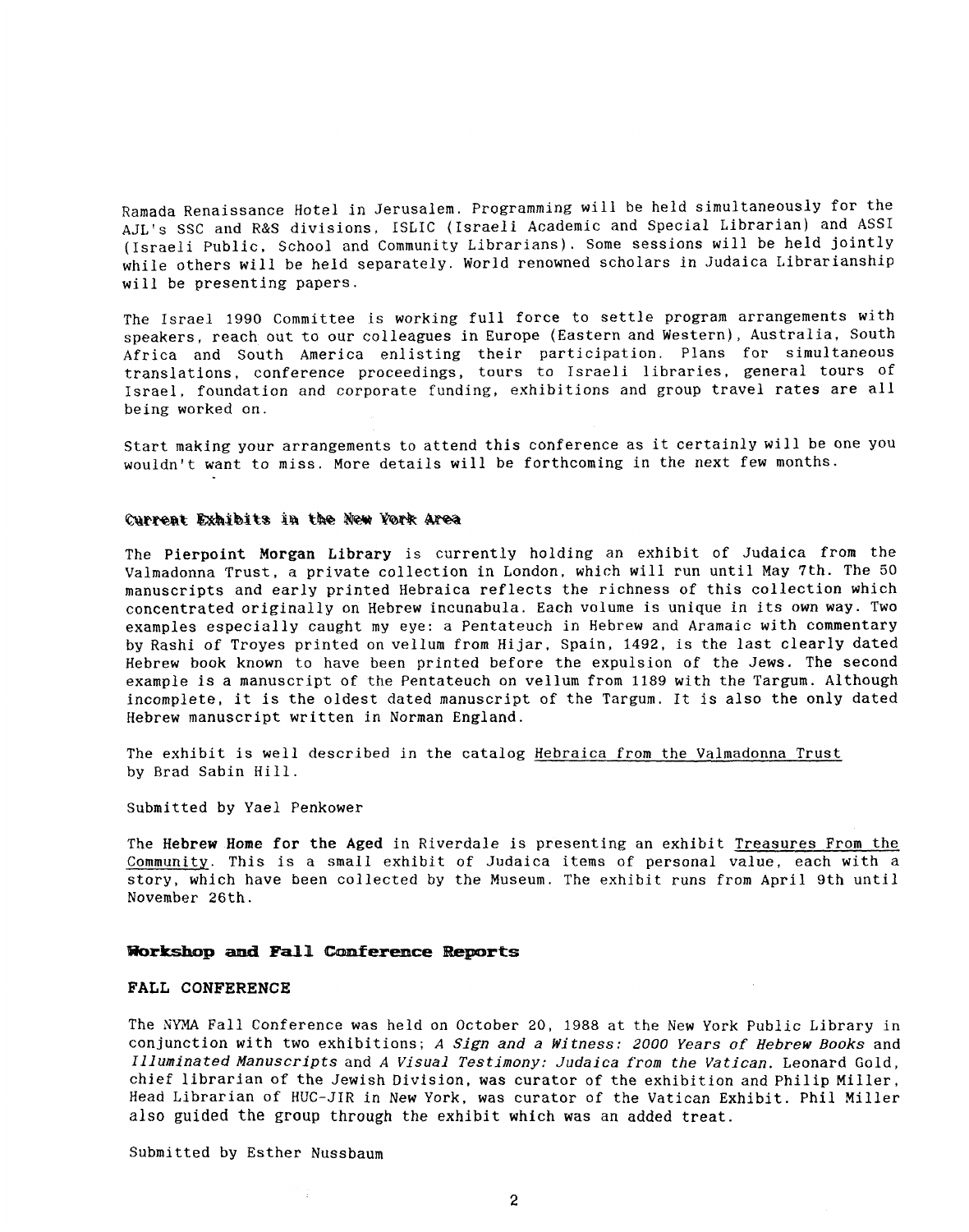Ramada Renaissance Hotel in Jerusalem. Programming will be held simultaneously for the AJL's SSC and R&S divisions, ISLIC (Israeli Academic and Special Librarian) and ASSI (Israeli Public, School and Community Librarians). Some sessions will be held jointly while others will be held separately. World renowned scholars in Judaica Librarianship will be presenting papers.

The Israel 1990 Committee is working full force to settle program arrangements with speakers, reach out to our colleagues in Europe (Eastern and Western), Australia, South Africa and South America enlisting their participation. Plans for simultaneous translations, conference proceedings, tours to Israeli libraries, general tours of Israel, foundation and corporate funding, exhibitions and group travel rates are all being worked on.

Start making your arrangements to attend this conference as it certainly will be one you wouldn't want to miss. More details will be forthcoming in the next few months.

## Current Exhibits in the New York Area

The **Pierpoint Morgan Library** is currently holding an exhibit of Judaica from the Valmadonna Trust, a private collection in London, which will run until May 7th. The 50 manuscripts and early printed Hebraica reflects the richness of this collection which concentrated originally on Hebrew incunabula. Each volume is unique in its own way. Two examples especially caught my eye: a Pentateuch in Hebrew and Aramaic with commentary by Rashi of Troyes printed on vellum from Hijar, Spain, 1492, is the last clearly dated Hebrew book known to have been printed before the expulsion of the Jews. The second example is a manuscript of the Pentateuch on vellum from 1189 with the Targum. Although incomplete, it is the oldest dated manuscript of the Targum. It is also the only dated Hebrew manuscript written in Norman England.

The exhibit is well described in the catalog Hebraica from the Valmadonna Trust by Brad Sabin Hill.

Submitted by Yael Penkower

The **Hebrew Home for the Aged** in Riverdale is presenting an exhibit Treasures From the Community. This is a small exhibit of Judaica items of personal value, each with a story, which have been collected by the Museum. The exhibit runs from April 9th until November 26th.

## Workshop and Fall Conference Reports

### FALL CONFERENCE

The NYMA Fall Conference was held on October 20, 1988 at the New York Public Library in conjunction with two exhibitions; *A Sign and a Witness: 2000 Years of Hebrew Books* and *Illuminated Manuscripts* and *A Visual Testimony: Judaica from the Vatican*. Leonard Gold, chief librarian of the Jewish Division, was curator of the exhibition and Philip Miller, Head Librarian of HUC-JIR in New York, was curator of the Vatican Exhibit. Phil Miller also guided the group through the exhibit which was an added treat.

Submitted by Esther Nussbaum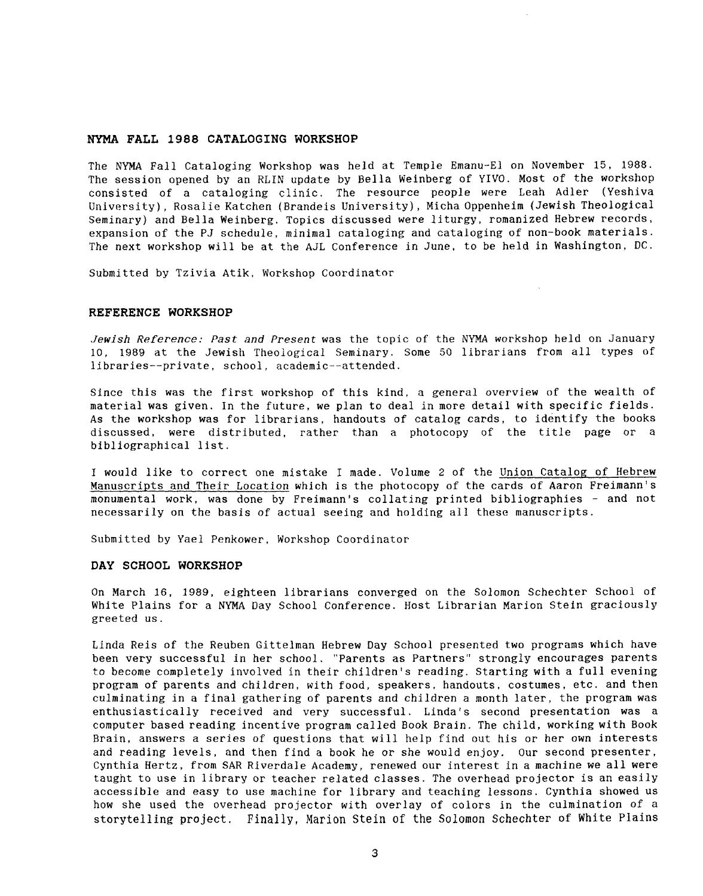## NYMA FALL 1988 CATALOGING WORKSHOP

The NYMA Fall Cataloging Workshop was held at Temple Emanu-El on November 15, 1988. The session opened by an RLIN update by Bella Weinberg of YIVO. Most of the workshop consisted of a cataloging clinic. The resource people were Leah Adler (Yeshiva University), Rosalie Katchen (Brandeis University), Micha Oppenheim (Jewish Theological Seminary) and Bella Weinberg. Topics discussed were liturgy, romanized Hebrew records, expansion of the PJ schedule, minimal cataloging and cataloging of non-book materials. The next workshop will be at the AJL Conference in June, to be held in Washington, DC.

Submitted by Tzivia Atik, Workshop Coordinator

## REFERENCE WORKSHOP

*Jewish Reference: Past and Present* was the topic of the NYMA workshop held on January 10, 1989 at the Jewish Theological Seminary. Some 50 librarians from all types of libraries--private, school, academic--attended.

Since this was the first workshop of this kind, a general overview of the wealth of material was given. In the future, we plan to deal in more detail with specific fields. As the workshop was for librarians, handouts of catalog cards, to identify the books discussed, were distributed, rather than a photocopy of the title page or a bibliographical list.

I would like to correct one mistake I made. Volume 2 of the Union Catalog of Hebrew Manuscripts and Their Location which is the photocopy of the cards of Aaron Freimann's monumental work, was done by Freimann's collating printed bibliographies - and not necessarily on the basis of actual seeing and holding all these manuscripts.

Submitted by Yael Penkower, Workshop Coordinator

## DAY SCHOOL WORKSHOP

On March 16, 1989, eighteen librarians converged on the Solomon Schechter School of White Plains for a NYMA Day School Conference. Host Librarian Marion Stein graciously greeted us.

Linda Reis of the Reuben Gittelman Hebrew Day School presented two programs which have been very successful in her school. "Parents as Partners" strongly encourages parents to become completely involved in their children's reading. Starting with a full evening program of parents and children, with food, speakers, handouts, costumes, etc. and then culminating in a final gathering of parents and children a month later, the program was enthusiastically received and very successful. Linda's second presentation was a computer based reading incentive program called Book Brain. The child, working with Book Brain, answers a series of questions that will help find out his or her own interests and reading levels, and then find a book he or she would enjoy. Our second presenter, Cynthia Hertz, from SAR Riverdale Academy, renewed our interest in a machine we all were taught to use in library or teacher related classes. The overhead projector is an easily accessible and easy to use machine for library and teaching lessons. Cynthia showed us how she used the overhead projector with overlay of colors in the culmination of a storytelling project. Finally, Marion Stein of the Solomon Schechter of White Plains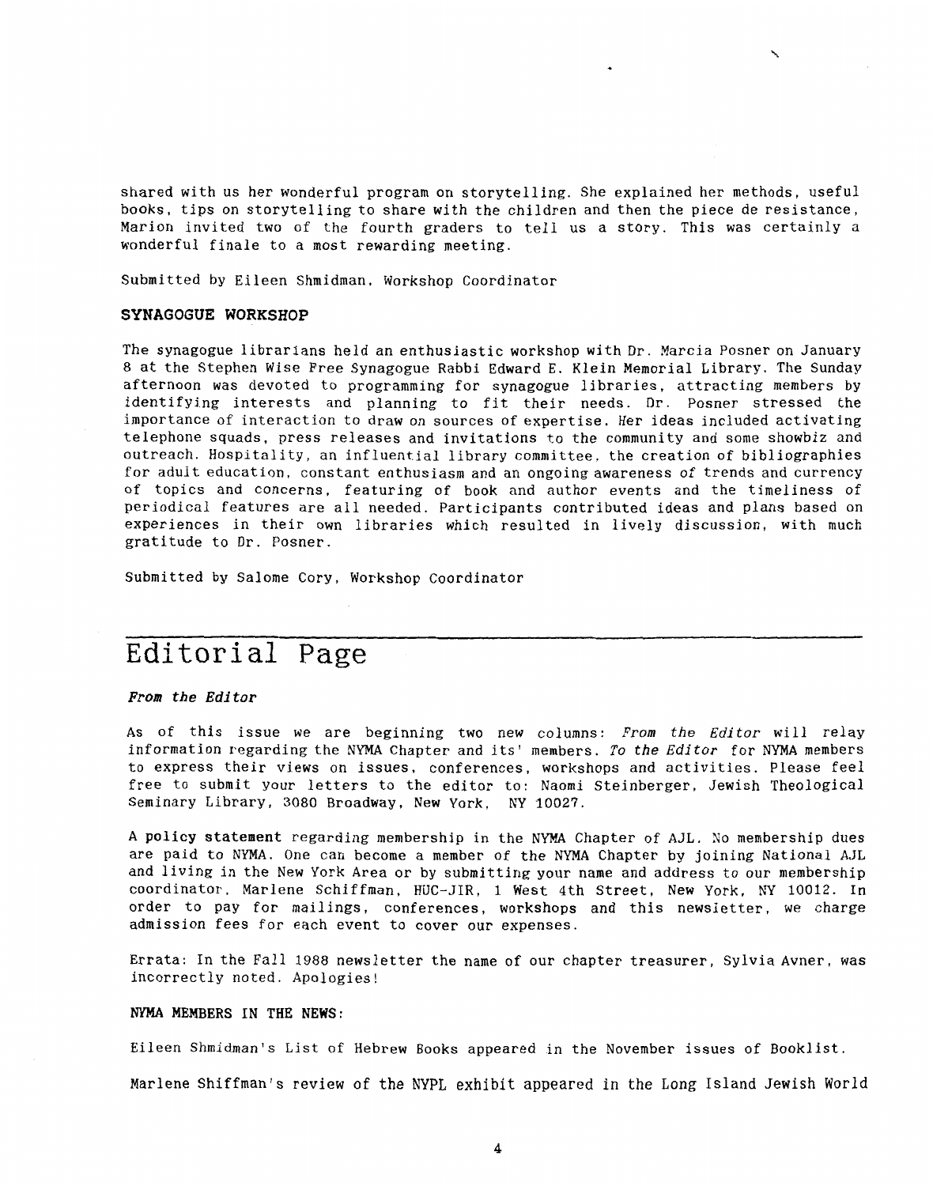shared with us her wonderful program on storytelling. She explained her methods, useful books, tips on storytelling to share with the children and then the piece de resistance, Marion invited two of the fourth graders to tell us a story. This was certainly a wonderful finale to a most rewarding meeting.

Submitted by Eileen Shmidman, Workshop Coordinator

### SYNAGOGUE WORKSHOP

The synagogue librarians held an enthusiastic workshop with Dr. Marcia Posner on January 8 at the Stephen Wise Free Synagogue Rabbi Edward E. Klein Memorial Library. The Sunday afternoon was devoted to programming for synagogue libraries, attracting members by identifying interests and planning to fit their needs. Dr. Posner stressed the importance of interaction to draw on sources of expertise. Her ideas included activating telephone squads, press releases and invitations to the community and some showbiz and outreach. Hospitality, an influential library committee, the creation of bibliographies for adult education, constant enthusiasm and an ongoing awareness of trends and currency of topics and concerns, featuring of book and author events and the timeliness of periodical features are all needed. Participants contributed ideas and plans based on experiences in their own libraries which resulted in lively discussion, with much gratitude to Dr. Posner.

Submitted by Salome Cory, Workshop Coordinator

## Editorial Page

***From the Editor***

As of this issue we are beginning two new columns: *From the Editor* will relay information regarding the NYMA Chapter and its' members. *To the Editor* for NYMA members to express their views on issues, conferences, workshops and activities. Please feel free to submit your letters to the editor to: Naomi Steinberger, Jewish Theological Seminary Library, 3080 Broadway, New York, NY 10027.

A **policy statement** regarding membership in the NYMA Chapter of AJL. No membership dues are paid to NYMA. One can become a member of the NYMA Chapter by joining National AJL and living in the New York Area or by submitting your name and address to our membership coordinator, Marlene Schiffman, HUC-JIR, 1 West 4th Street, New York, NY 10012. In order to pay for mailings, conferences, workshops and this newsletter, we charge admission fees for each event to cover our expenses.

Errata: In the Fall 1988 newsletter the name of our chapter treasurer, Sylvia Avner, was incorrectly noted. Apologies!

**NYMA MEMBERS IN THE NEWS:**

Eileen Shmidman's List of Hebrew Books appeared in the November issues of Booklist.

Marlene Shiffman's review of the NYPL exhibit appeared in the Long Island Jewish World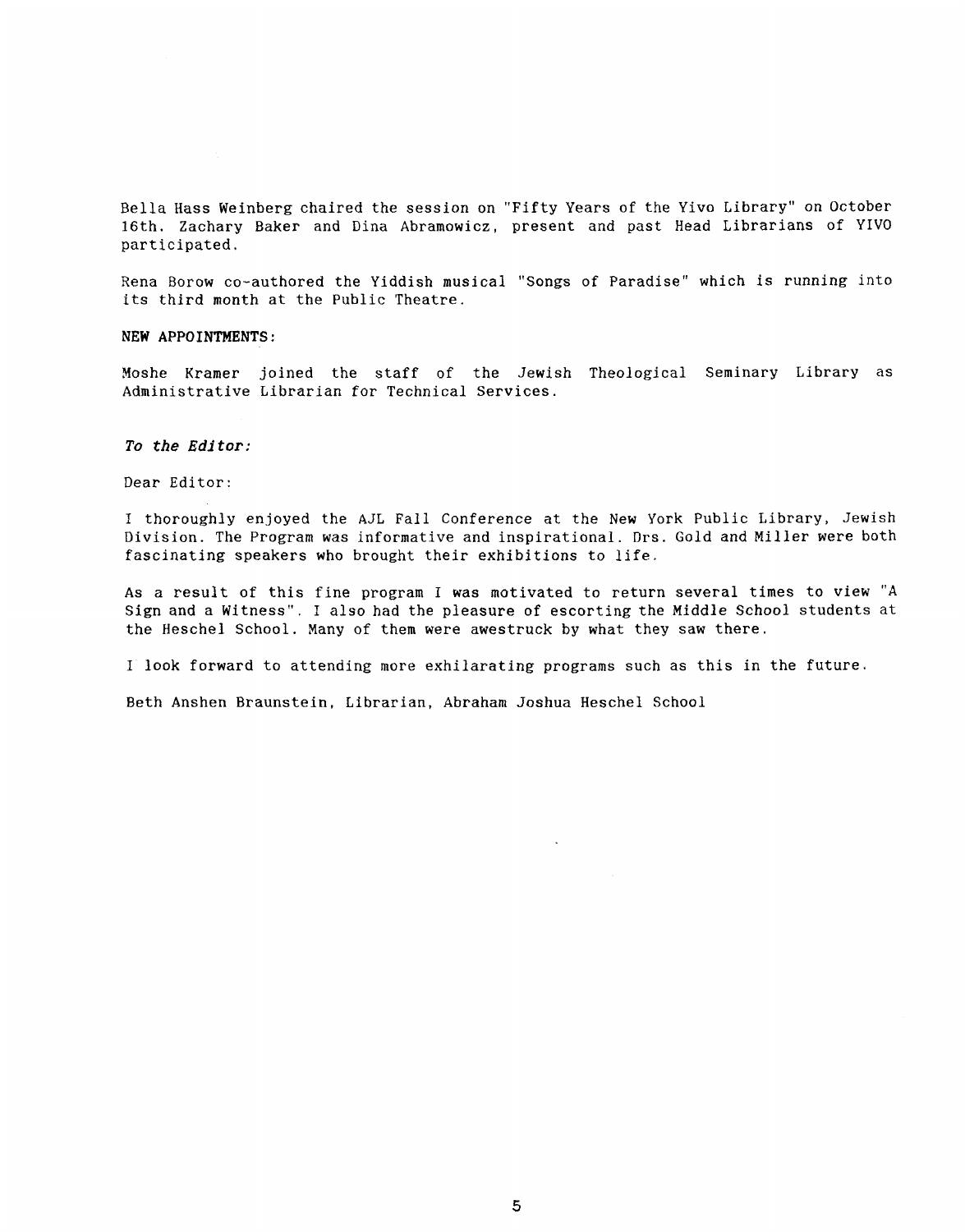Bella Hass Weinberg chaired the session on "Fifty Years of the Yivo Library" on October 16th. Zachary Baker and Dina Abramowicz, present and past Head Librarians of YIVO participated.

Rena Borow co-authored the Yiddish musical "Songs of Paradise" which is running into its third month at the Public Theatre.

**NEW APPOINTMENTS:**

Moshe Kramer joined the staff of the Jewish Theological Seminary Library as Administrative Librarian for Technical Services.

***To the Editor:***

Dear Editor:

I thoroughly enjoyed the AJL Fall Conference at the New York Public Library, Jewish Division. The Program was informative and inspirational. Drs. Gold and Miller were both fascinating speakers who brought their exhibitions to life.

As a result of this fine program I was motivated to return several times to view "A Sign and a Witness". I also had the pleasure of escorting the Middle School students at the Heschel School. Many of them were awestruck by what they saw there.

I look forward to attending more exhilarating programs such as this in the future.

Beth Anshen Braunstein, Librarian, Abraham Joshua Heschel School